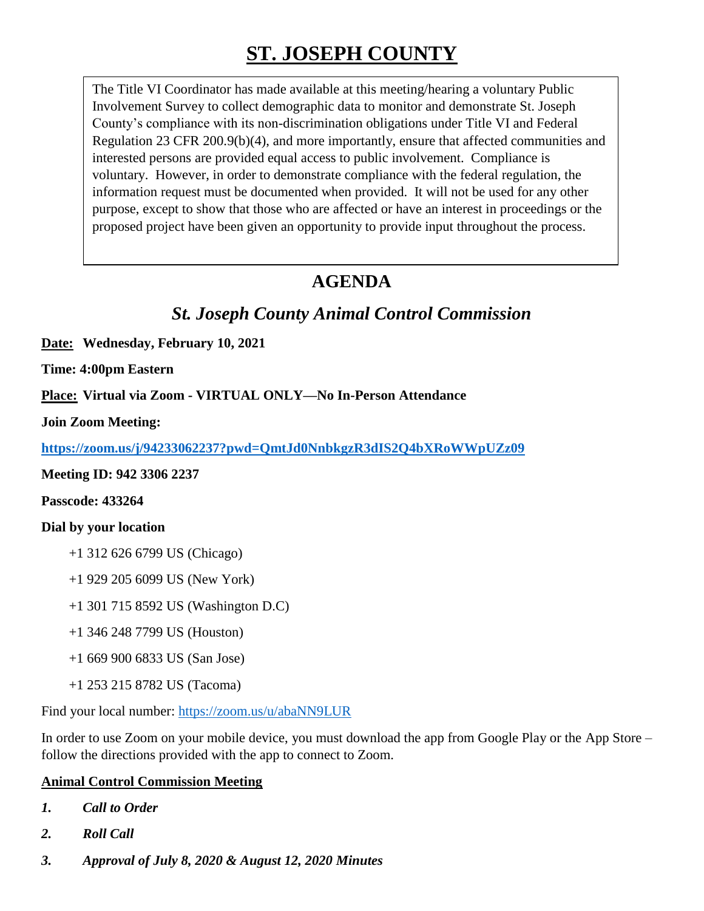# ST. JOSEPH COUNTY

The Title VI Coordinator has made available at this meeting/hearing a voluntary Public Involvement Survey to collect demographic data to monitor and demonstrate St. Joseph County's compliance with its non-discrimination obligations under Title VI and Federal Regulation 23 CFR 200.9(b)(4), and more importantly, ensure that affected communities and interested persons are provided equal access to public involvement. Compliance is voluntary. However, in order to demonstrate compliance with the federal regulation, the information request must be documented when provided. It will not be used for any other purpose, except to show that those who are affected or have an interest in proceedings or the proposed project have been given an opportunity to provide input throughout the process.

## AGENDA

### *St. Joseph County Animal Control Commission*

**Date: Wednesday, February 10, 2021**

**Time: 4:00pm Eastern**

**Place: Virtual via Zoom - VIRTUAL ONLY—No In-Person Attendance**

**Join Zoom Meeting:**

**https://zoom.us/j/94233062237?pwd=QmtJd0NnbkgzR3dIS2Q4bXRoWWpUZz09**

**Meeting ID: 942 3306 2237**

**Passcode: 433264**

**Dial by your location**

+1 312 626 6799 US (Chicago)

+1 929 205 6099 US (New York)

+1 301 715 8592 US (Washington D.C)

+1 346 248 7799 US (Houston)

+1 669 900 6833 US (San Jose)

+1 253 215 8782 US (Tacoma)

Find your local number: https://zoom.us/u/abaNN9LUR

In order to use Zoom on your mobile device, you must download the app from Google Play or the App Store – follow the directions provided with the app to connect to Zoom.

**Animal Control Commission Meeting**

1. ***Call to Order***
2. ***Roll Call***
3. ***Approval of July 8, 2020 & August 12, 2020 Minutes***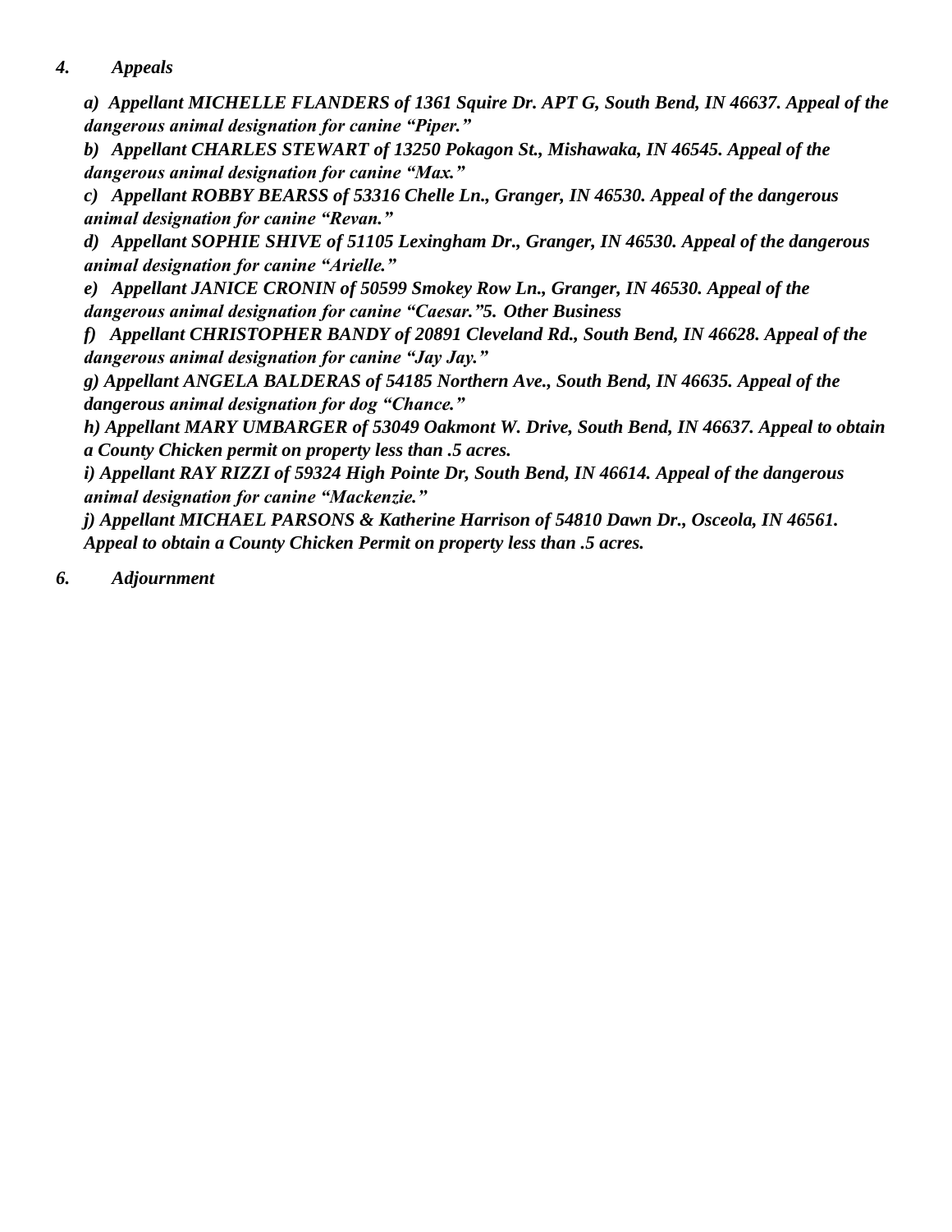***4. Appeals***

***a) Appellant MICHELLE FLANDERS of 1361 Squire Dr. APT G, South Bend, IN 46637. Appeal of the dangerous animal designation for canine "Piper."***

***b) Appellant CHARLES STEWART of 13250 Pokagon St., Mishawaka, IN 46545. Appeal of the dangerous animal designation for canine "Max."***

***c) Appellant ROBBY BEARSS of 53316 Chelle Ln., Granger, IN 46530. Appeal of the dangerous animal designation for canine "Revan."***

***d) Appellant SOPHIE SHIVE of 51105 Lexingham Dr., Granger, IN 46530. Appeal of the dangerous animal designation for canine "Arielle."***

***e) Appellant JANICE CRONIN of 50599 Smokey Row Ln., Granger, IN 46530. Appeal of the dangerous animal designation for canine "Caesar."5. Other Business***

***f) Appellant CHRISTOPHER BANDY of 20891 Cleveland Rd., South Bend, IN 46628. Appeal of the dangerous animal designation for canine "Jay Jay."***

***g) Appellant ANGELA BALDERAS of 54185 Northern Ave., South Bend, IN 46635. Appeal of the dangerous animal designation for dog "Chance."***

***h) Appellant MARY UMBARGER of 53049 Oakmont W. Drive, South Bend, IN 46637. Appeal to obtain a County Chicken permit on property less than .5 acres.***

***i) Appellant RAY RIZZI of 59324 High Pointe Dr, South Bend, IN 46614. Appeal of the dangerous animal designation for canine "Mackenzie."***

***j) Appellant MICHAEL PARSONS & Katherine Harrison of 54810 Dawn Dr., Osceola, IN 46561. Appeal to obtain a County Chicken Permit on property less than .5 acres.***

***6. Adjournment***